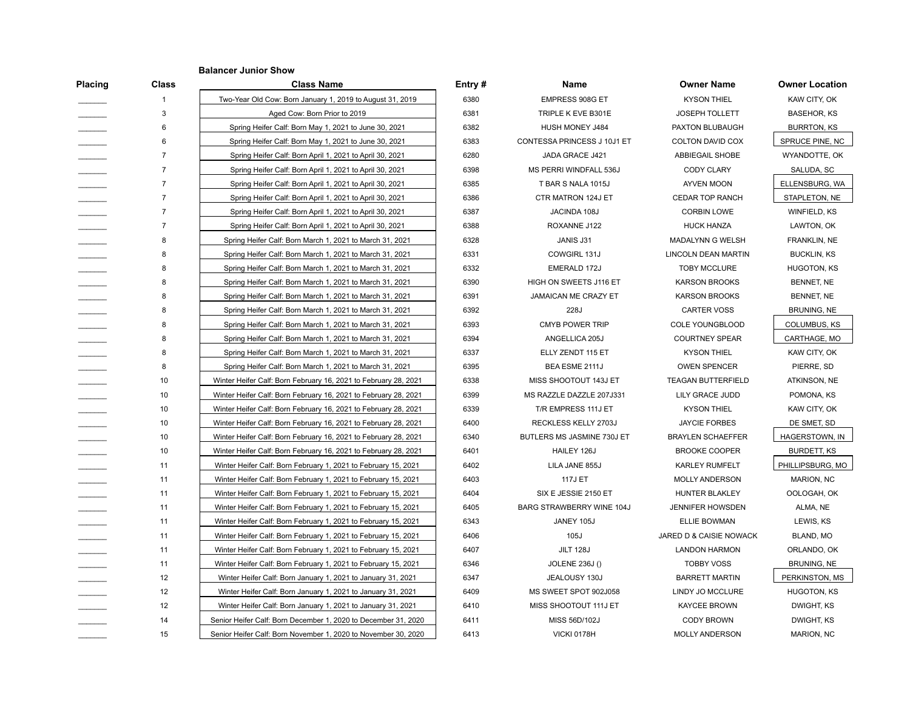**Balancer Junior Show**

| Placing | Class | Class Name | Entry # | Name | Owner Name | Owner Location |
|---|---|---|---|---|---|---|
| _______ | 1 | Two-Year Old Cow: Born January 1, 2019 to August 31, 2019 | 6380 | EMPRESS 908G ET | KYSON THIEL | KAW CITY, OK |
| _______ | 3 | Aged Cow: Born Prior to 2019 | 6381 | TRIPLE K EVE B301E | JOSEPH TOLLETT | BASEHOR, KS |
| _______ | 6 | Spring Heifer Calf: Born May 1, 2021 to June 30, 2021 | 6382 | HUSH MONEY J484 | PAXTON BLUBAUGH | BURRTON, KS |
| _______ | 6 | Spring Heifer Calf: Born May 1, 2021 to June 30, 2021 | 6383 | CONTESSA PRINCESS J 10J1 ET | COLTON DAVID COX | SPRUCE PINE, NC |
| _______ | 7 | Spring Heifer Calf: Born April 1, 2021 to April 30, 2021 | 6280 | JADA GRACE J421 | ABBIEGAIL SHOBE | WYANDOTTE, OK |
| _______ | 7 | Spring Heifer Calf: Born April 1, 2021 to April 30, 2021 | 6398 | MS PERRI WINDFALL 536J | CODY CLARY | SALUDA, SC |
| _______ | 7 | Spring Heifer Calf: Born April 1, 2021 to April 30, 2021 | 6385 | T BAR S NALA 1015J | AYVEN MOON | ELLENSBURG, WA |
| _______ | 7 | Spring Heifer Calf: Born April 1, 2021 to April 30, 2021 | 6386 | CTR MATRON 124J ET | CEDAR TOP RANCH | STAPLETON, NE |
| _______ | 7 | Spring Heifer Calf: Born April 1, 2021 to April 30, 2021 | 6387 | JACINDA 108J | CORBIN LOWE | WINFIELD, KS |
| _______ | 7 | Spring Heifer Calf: Born April 1, 2021 to April 30, 2021 | 6388 | ROXANNE J122 | HUCK HANZA | LAWTON, OK |
| _______ | 8 | Spring Heifer Calf: Born March 1, 2021 to March 31, 2021 | 6328 | JANIS J31 | MADALYNN G WELSH | FRANKLIN, NE |
| _______ | 8 | Spring Heifer Calf: Born March 1, 2021 to March 31, 2021 | 6331 | COWGIRL 131J | LINCOLN DEAN MARTIN | BUCKLIN, KS |
| _______ | 8 | Spring Heifer Calf: Born March 1, 2021 to March 31, 2021 | 6332 | EMERALD 172J | TOBY MCCLURE | HUGOTON, KS |
| _______ | 8 | Spring Heifer Calf: Born March 1, 2021 to March 31, 2021 | 6390 | HIGH ON SWEETS J116 ET | KARSON BROOKS | BENNET, NE |
| _______ | 8 | Spring Heifer Calf: Born March 1, 2021 to March 31, 2021 | 6391 | JAMAICAN ME CRAZY ET | KARSON BROOKS | BENNET, NE |
| _______ | 8 | Spring Heifer Calf: Born March 1, 2021 to March 31, 2021 | 6392 | 228J | CARTER VOSS | BRUNING, NE |
| _______ | 8 | Spring Heifer Calf: Born March 1, 2021 to March 31, 2021 | 6393 | CMYB POWER TRIP | COLE YOUNGBLOOD | COLUMBUS, KS |
| _______ | 8 | Spring Heifer Calf: Born March 1, 2021 to March 31, 2021 | 6394 | ANGELLICA 205J | COURTNEY SPEAR | CARTHAGE, MO |
| _______ | 8 | Spring Heifer Calf: Born March 1, 2021 to March 31, 2021 | 6337 | ELLY ZENDT 115 ET | KYSON THIEL | KAW CITY, OK |
| _______ | 8 | Spring Heifer Calf: Born March 1, 2021 to March 31, 2021 | 6395 | BEA ESME 2111J | OWEN SPENCER | PIERRE, SD |
| _______ | 10 | Winter Heifer Calf: Born February 16, 2021 to February 28, 2021 | 6338 | MISS SHOOTOUT 143J ET | TEAGAN BUTTERFIELD | ATKINSON, NE |
| _______ | 10 | Winter Heifer Calf: Born February 16, 2021 to February 28, 2021 | 6399 | MS RAZZLE DAZZLE 207J331 | LILY GRACE JUDD | POMONA, KS |
| _______ | 10 | Winter Heifer Calf: Born February 16, 2021 to February 28, 2021 | 6339 | T/R EMPRESS 111J ET | KYSON THIEL | KAW CITY, OK |
| _______ | 10 | Winter Heifer Calf: Born February 16, 2021 to February 28, 2021 | 6400 | RECKLESS KELLY 2703J | JAYCIE FORBES | DE SMET, SD |
| _______ | 10 | Winter Heifer Calf: Born February 16, 2021 to February 28, 2021 | 6340 | BUTLERS MS JASMINE 730J ET | BRAYLEN SCHAEFFER | HAGERSTOWN, IN |
| _______ | 10 | Winter Heifer Calf: Born February 16, 2021 to February 28, 2021 | 6401 | HAILEY 126J | BROOKE COOPER | BURDETT, KS |
| _______ | 11 | Winter Heifer Calf: Born February 1, 2021 to February 15, 2021 | 6402 | LILA JANE 855J | KARLEY RUMFELT | PHILLIPSBURG, MO |
| _______ | 11 | Winter Heifer Calf: Born February 1, 2021 to February 15, 2021 | 6403 | 117J ET | MOLLY ANDERSON | MARION, NC |
| _______ | 11 | Winter Heifer Calf: Born February 1, 2021 to February 15, 2021 | 6404 | SIX E JESSIE 2150 ET | HUNTER BLAKLEY | OOLOGAH, OK |
| _______ | 11 | Winter Heifer Calf: Born February 1, 2021 to February 15, 2021 | 6405 | BARG STRAWBERRY WINE 104J | JENNIFER HOWSDEN | ALMA, NE |
| _______ | 11 | Winter Heifer Calf: Born February 1, 2021 to February 15, 2021 | 6343 | JANEY 105J | ELLIE BOWMAN | LEWIS, KS |
| _______ | 11 | Winter Heifer Calf: Born February 1, 2021 to February 15, 2021 | 6406 | 105J | JARED D & CAISIE NOWACK | BLAND, MO |
| _______ | 11 | Winter Heifer Calf: Born February 1, 2021 to February 15, 2021 | 6407 | JILT 128J | LANDON HARMON | ORLANDO, OK |
| _______ | 11 | Winter Heifer Calf: Born February 1, 2021 to February 15, 2021 | 6346 | JOLENE 236J () | TOBBY VOSS | BRUNING, NE |
| _______ | 12 | Winter Heifer Calf: Born January 1, 2021 to January 31, 2021 | 6347 | JEALOUSY 130J | BARRETT MARTIN | PERKINSTON, MS |
| _______ | 12 | Winter Heifer Calf: Born January 1, 2021 to January 31, 2021 | 6409 | MS SWEET SPOT 902J058 | LINDY JO MCCLURE | HUGOTON, KS |
| _______ | 12 | Winter Heifer Calf: Born January 1, 2021 to January 31, 2021 | 6410 | MISS SHOOTOUT 111J ET | KAYCEE BROWN | DWIGHT, KS |
| _______ | 14 | Senior Heifer Calf: Born December 1, 2020 to December 31, 2020 | 6411 | MISS 56D/102J | CODY BROWN | DWIGHT, KS |
| _______ | 15 | Senior Heifer Calf: Born November 1, 2020 to November 30, 2020 | 6413 | VICKI 0178H | MOLLY ANDERSON | MARION, NC |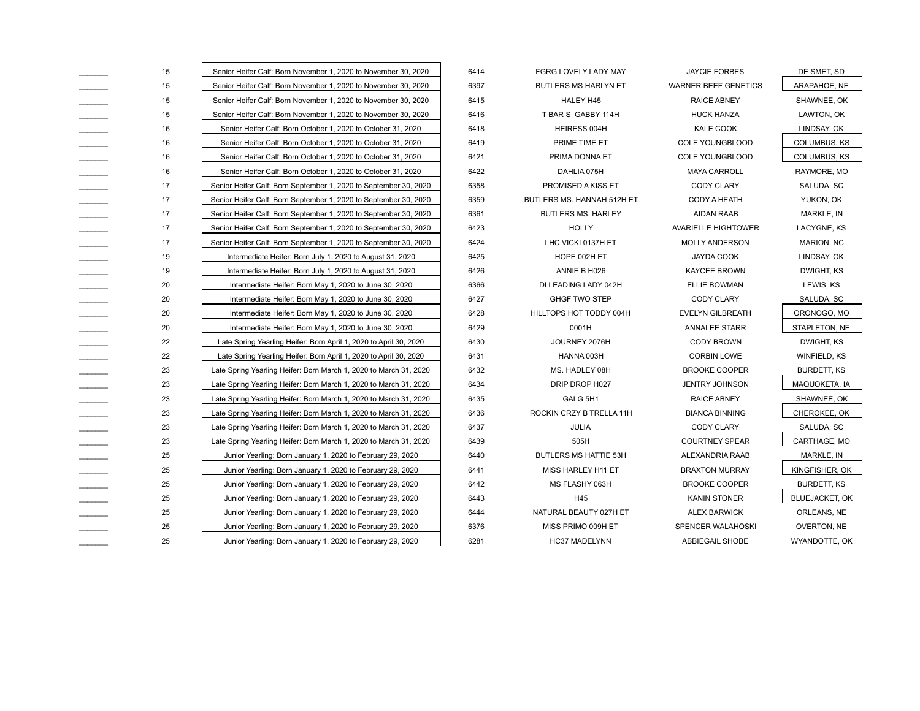| | | | | | | |
|---|---|---|---|---|---|---|
| _______ | 15 | Senior Heifer Calf: Born November 1, 2020 to November 30, 2020 | 6414 | FGRG LOVELY LADY MAY | JAYCIE FORBES | DE SMET, SD |
| _______ | 15 | Senior Heifer Calf: Born November 1, 2020 to November 30, 2020 | 6397 | BUTLERS MS HARLYN ET | WARNER BEEF GENETICS | ARAPAHOE, NE |
| _______ | 15 | Senior Heifer Calf: Born November 1, 2020 to November 30, 2020 | 6415 | HALEY H45 | RAICE ABNEY | SHAWNEE, OK |
| _______ | 15 | Senior Heifer Calf: Born November 1, 2020 to November 30, 2020 | 6416 | T BAR S GABBY 114H | HUCK HANZA | LAWTON, OK |
| _______ | 16 | Senior Heifer Calf: Born October 1, 2020 to October 31, 2020 | 6418 | HEIRESS 004H | KALE COOK | LINDSAY, OK |
| _______ | 16 | Senior Heifer Calf: Born October 1, 2020 to October 31, 2020 | 6419 | PRIME TIME ET | COLE YOUNGBLOOD | COLUMBUS, KS |
| _______ | 16 | Senior Heifer Calf: Born October 1, 2020 to October 31, 2020 | 6421 | PRIMA DONNA ET | COLE YOUNGBLOOD | COLUMBUS, KS |
| _______ | 16 | Senior Heifer Calf: Born October 1, 2020 to October 31, 2020 | 6422 | DAHLIA 075H | MAYA CARROLL | RAYMORE, MO |
| _______ | 17 | Senior Heifer Calf: Born September 1, 2020 to September 30, 2020 | 6358 | PROMISED A KISS ET | CODY CLARY | SALUDA, SC |
| _______ | 17 | Senior Heifer Calf: Born September 1, 2020 to September 30, 2020 | 6359 | BUTLERS MS. HANNAH 512H ET | CODY A HEATH | YUKON, OK |
| _______ | 17 | Senior Heifer Calf: Born September 1, 2020 to September 30, 2020 | 6361 | BUTLERS MS. HARLEY | AIDAN RAAB | MARKLE, IN |
| _______ | 17 | Senior Heifer Calf: Born September 1, 2020 to September 30, 2020 | 6423 | HOLLY | AVARIELLE HIGHTOWER | LACYGNE, KS |
| _______ | 17 | Senior Heifer Calf: Born September 1, 2020 to September 30, 2020 | 6424 | LHC VICKI 0137H ET | MOLLY ANDERSON | MARION, NC |
| _______ | 19 | Intermediate Heifer: Born July 1, 2020 to August 31, 2020 | 6425 | HOPE 002H ET | JAYDA COOK | LINDSAY, OK |
| _______ | 19 | Intermediate Heifer: Born July 1, 2020 to August 31, 2020 | 6426 | ANNIE B H026 | KAYCEE BROWN | DWIGHT, KS |
| _______ | 20 | Intermediate Heifer: Born May 1, 2020 to June 30, 2020 | 6366 | DI LEADING LADY 042H | ELLIE BOWMAN | LEWIS, KS |
| _______ | 20 | Intermediate Heifer: Born May 1, 2020 to June 30, 2020 | 6427 | GHGF TWO STEP | CODY CLARY | SALUDA, SC |
| _______ | 20 | Intermediate Heifer: Born May 1, 2020 to June 30, 2020 | 6428 | HILLTOPS HOT TODDY 004H | EVELYN GILBREATH | ORONOGO, MO |
| _______ | 20 | Intermediate Heifer: Born May 1, 2020 to June 30, 2020 | 6429 | 0001H | ANNALEE STARR | STAPLETON, NE |
| _______ | 22 | Late Spring Yearling Heifer: Born April 1, 2020 to April 30, 2020 | 6430 | JOURNEY 2076H | CODY BROWN | DWIGHT, KS |
| _______ | 22 | Late Spring Yearling Heifer: Born April 1, 2020 to April 30, 2020 | 6431 | HANNA 003H | CORBIN LOWE | WINFIELD, KS |
| _______ | 23 | Late Spring Yearling Heifer: Born March 1, 2020 to March 31, 2020 | 6432 | MS. HADLEY 08H | BROOKE COOPER | BURDETT, KS |
| _______ | 23 | Late Spring Yearling Heifer: Born March 1, 2020 to March 31, 2020 | 6434 | DRIP DROP H027 | JENTRY JOHNSON | MAQUOKETA, IA |
| _______ | 23 | Late Spring Yearling Heifer: Born March 1, 2020 to March 31, 2020 | 6435 | GALG 5H1 | RAICE ABNEY | SHAWNEE, OK |
| _______ | 23 | Late Spring Yearling Heifer: Born March 1, 2020 to March 31, 2020 | 6436 | ROCKIN CRZY B TRELLA 11H | BIANCA BINNING | CHEROKEE, OK |
| _______ | 23 | Late Spring Yearling Heifer: Born March 1, 2020 to March 31, 2020 | 6437 | JULIA | CODY CLARY | SALUDA, SC |
| _______ | 23 | Late Spring Yearling Heifer: Born March 1, 2020 to March 31, 2020 | 6439 | 505H | COURTNEY SPEAR | CARTHAGE, MO |
| _______ | 25 | Junior Yearling: Born January 1, 2020 to February 29, 2020 | 6440 | BUTLERS MS HATTIE 53H | ALEXANDRIA RAAB | MARKLE, IN |
| _______ | 25 | Junior Yearling: Born January 1, 2020 to February 29, 2020 | 6441 | MISS HARLEY H11 ET | BRAXTON MURRAY | KINGFISHER, OK |
| _______ | 25 | Junior Yearling: Born January 1, 2020 to February 29, 2020 | 6442 | MS FLASHY 063H | BROOKE COOPER | BURDETT, KS |
| _______ | 25 | Junior Yearling: Born January 1, 2020 to February 29, 2020 | 6443 | H45 | KANIN STONER | BLUEJACKET, OK |
| _______ | 25 | Junior Yearling: Born January 1, 2020 to February 29, 2020 | 6444 | NATURAL BEAUTY 027H ET | ALEX BARWICK | ORLEANS, NE |
| _______ | 25 | Junior Yearling: Born January 1, 2020 to February 29, 2020 | 6376 | MISS PRIMO 009H ET | SPENCER WALAHOSKI | OVERTON, NE |
| _______ | 25 | Junior Yearling: Born January 1, 2020 to February 29, 2020 | 6281 | HC37 MADELYNN | ABBIEGAIL SHOBE | WYANDOTTE, OK |